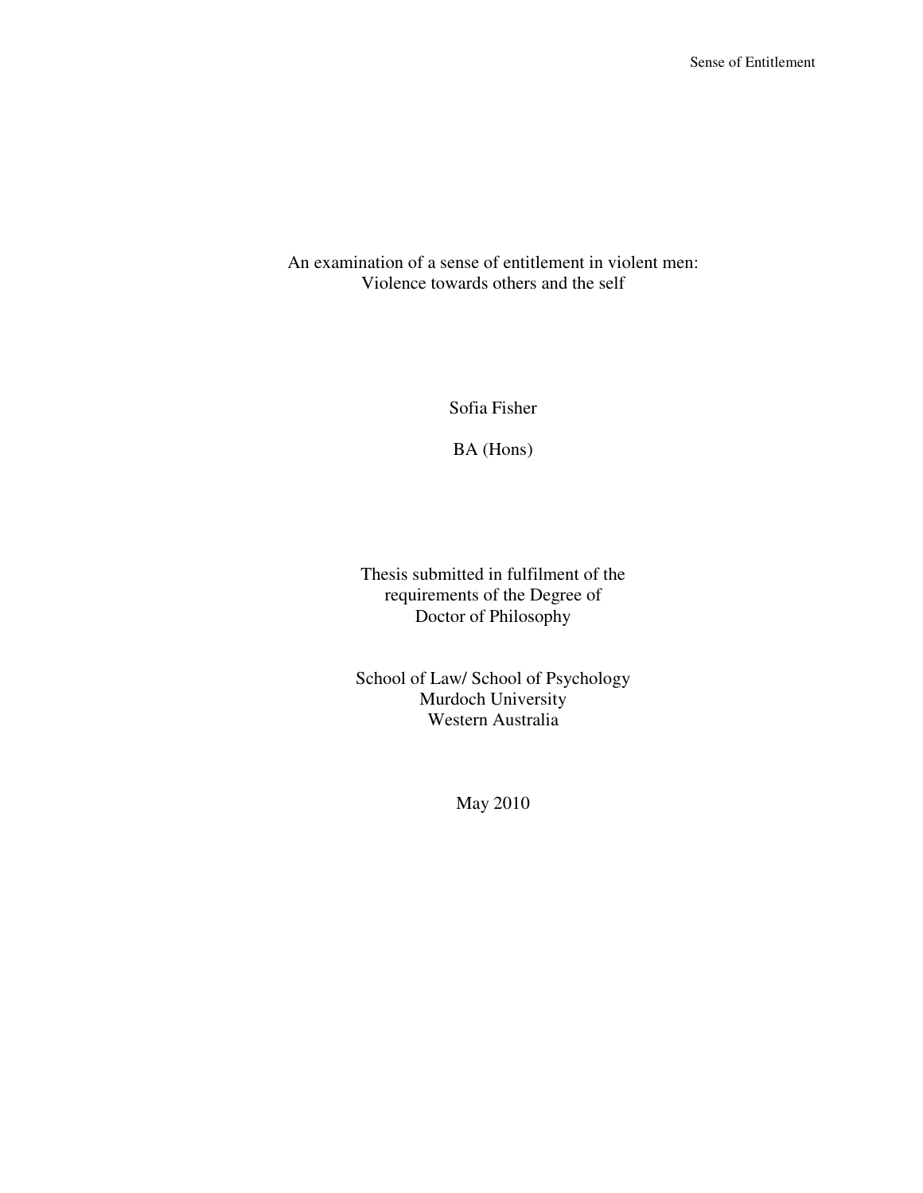# An examination of a sense of entitlement in violent men: Violence towards others and the self

Sofia Fisher

BA (Hons)

Thesis submitted in fulfilment of the requirements of the Degree of Doctor of Philosophy

School of Law/ School of Psychology
Murdoch University
Western Australia

May 2010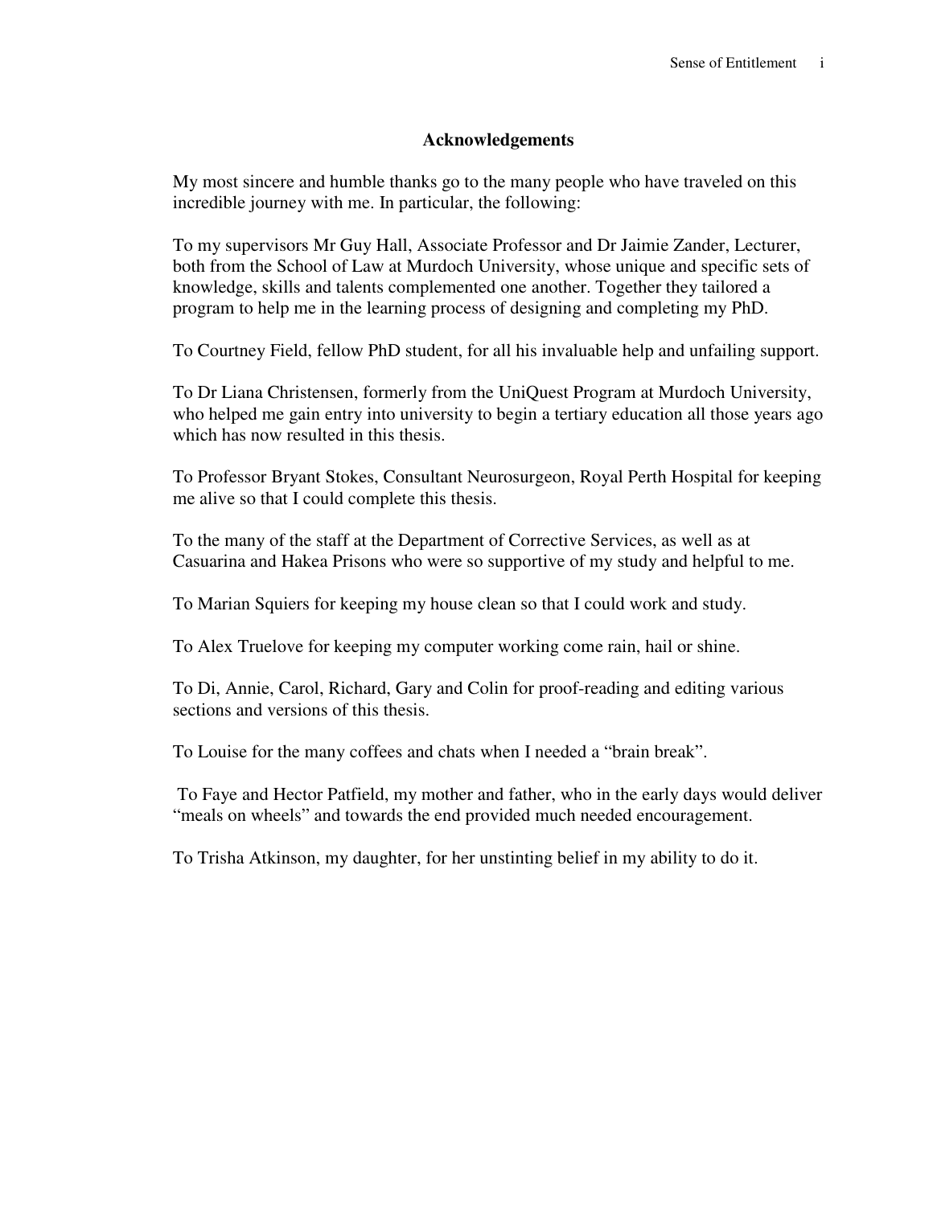## Acknowledgements

My most sincere and humble thanks go to the many people who have traveled on this incredible journey with me. In particular, the following:

To my supervisors Mr Guy Hall, Associate Professor and Dr Jaimie Zander, Lecturer, both from the School of Law at Murdoch University, whose unique and specific sets of knowledge, skills and talents complemented one another. Together they tailored a program to help me in the learning process of designing and completing my PhD.

To Courtney Field, fellow PhD student, for all his invaluable help and unfailing support.

To Dr Liana Christensen, formerly from the UniQuest Program at Murdoch University, who helped me gain entry into university to begin a tertiary education all those years ago which has now resulted in this thesis.

To Professor Bryant Stokes, Consultant Neurosurgeon, Royal Perth Hospital for keeping me alive so that I could complete this thesis.

To the many of the staff at the Department of Corrective Services, as well as at Casuarina and Hakea Prisons who were so supportive of my study and helpful to me.

To Marian Squiers for keeping my house clean so that I could work and study.

To Alex Truelove for keeping my computer working come rain, hail or shine.

To Di, Annie, Carol, Richard, Gary and Colin for proof-reading and editing various sections and versions of this thesis.

To Louise for the many coffees and chats when I needed a "brain break".

To Faye and Hector Patfield, my mother and father, who in the early days would deliver "meals on wheels" and towards the end provided much needed encouragement.

To Trisha Atkinson, my daughter, for her unstinting belief in my ability to do it.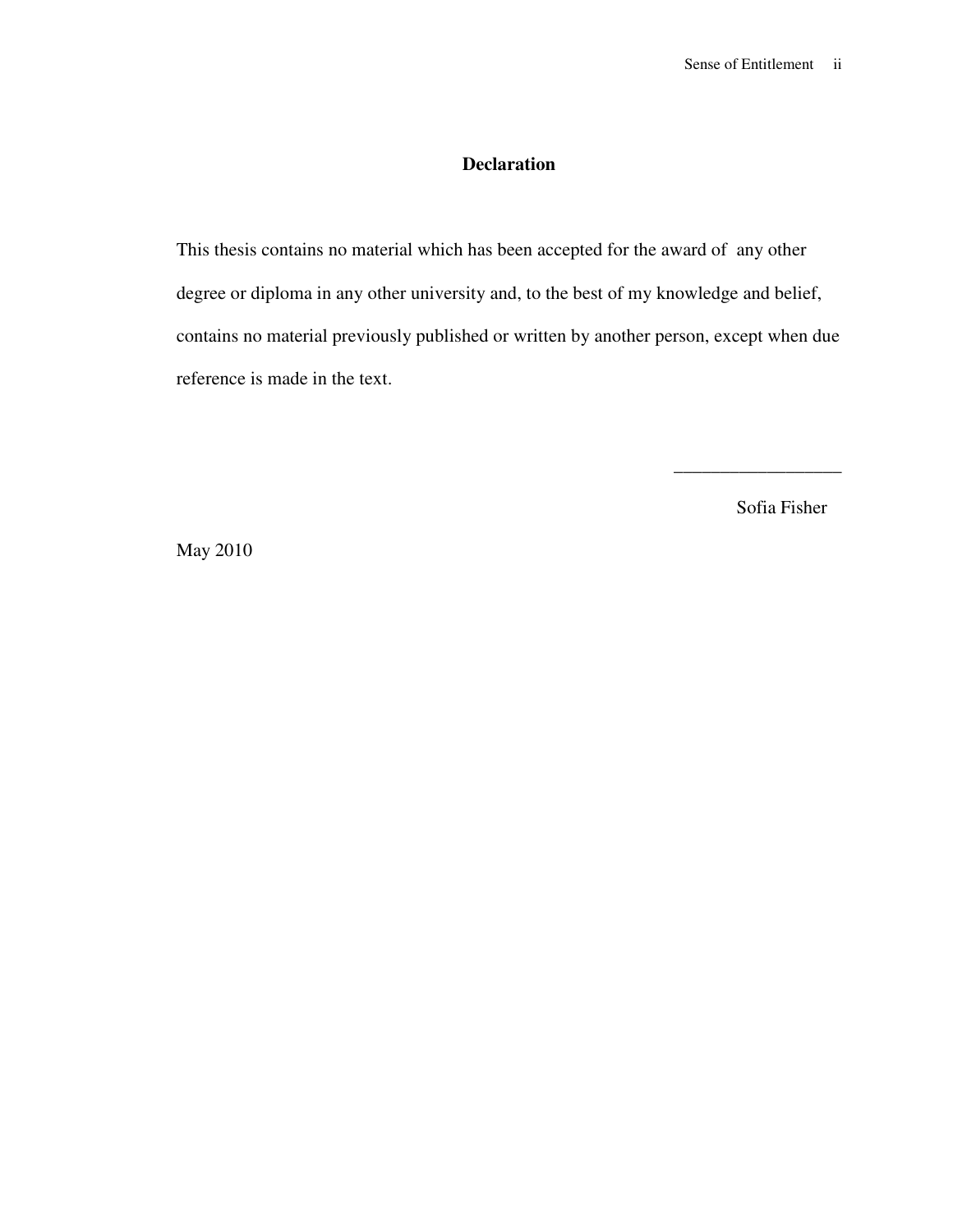# Declaration

This thesis contains no material which has been accepted for the award of any other degree or diploma in any other university and, to the best of my knowledge and belief, contains no material previously published or written by another person, except when due reference is made in the text.

__________________

Sofia Fisher

May 2010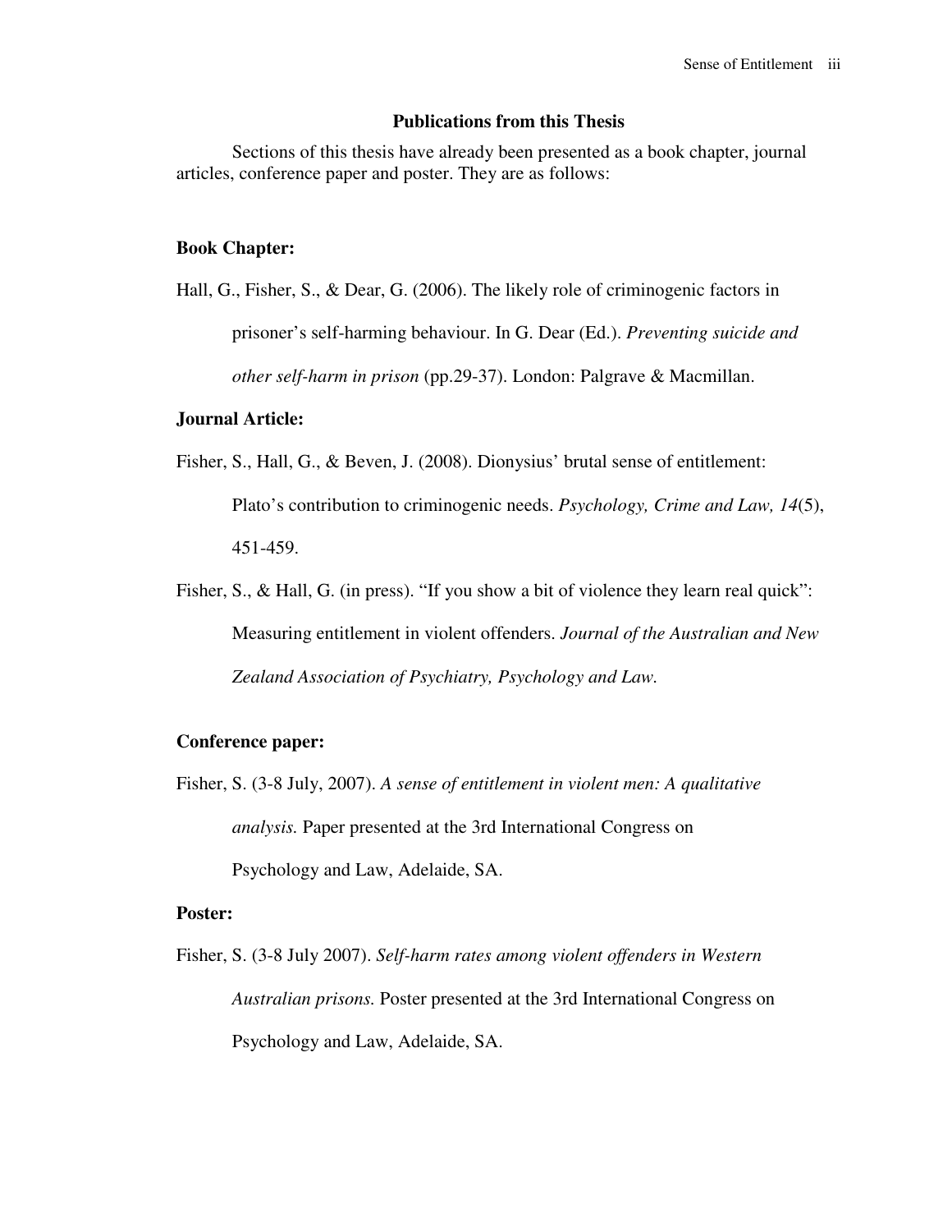## Publications from this Thesis

Sections of this thesis have already been presented as a book chapter, journal articles, conference paper and poster. They are as follows:

**Book Chapter:**

Hall, G., Fisher, S., & Dear, G. (2006). The likely role of criminogenic factors in prisoner's self-harming behaviour. In G. Dear (Ed.). *Preventing suicide and other self-harm in prison* (pp.29-37). London: Palgrave & Macmillan.

**Journal Article:**

Fisher, S., Hall, G., & Beven, J. (2008). Dionysius' brutal sense of entitlement: Plato's contribution to criminogenic needs. *Psychology, Crime and Law, 14*(5), 451-459.

Fisher, S., & Hall, G. (in press). "If you show a bit of violence they learn real quick": Measuring entitlement in violent offenders. *Journal of the Australian and New Zealand Association of Psychiatry, Psychology and Law.*

**Conference paper:**

Fisher, S. (3-8 July, 2007). *A sense of entitlement in violent men: A qualitative analysis.* Paper presented at the 3rd International Congress on Psychology and Law, Adelaide, SA.

**Poster:**

Fisher, S. (3-8 July 2007). *Self-harm rates among violent offenders in Western Australian prisons.* Poster presented at the 3rd International Congress on Psychology and Law, Adelaide, SA.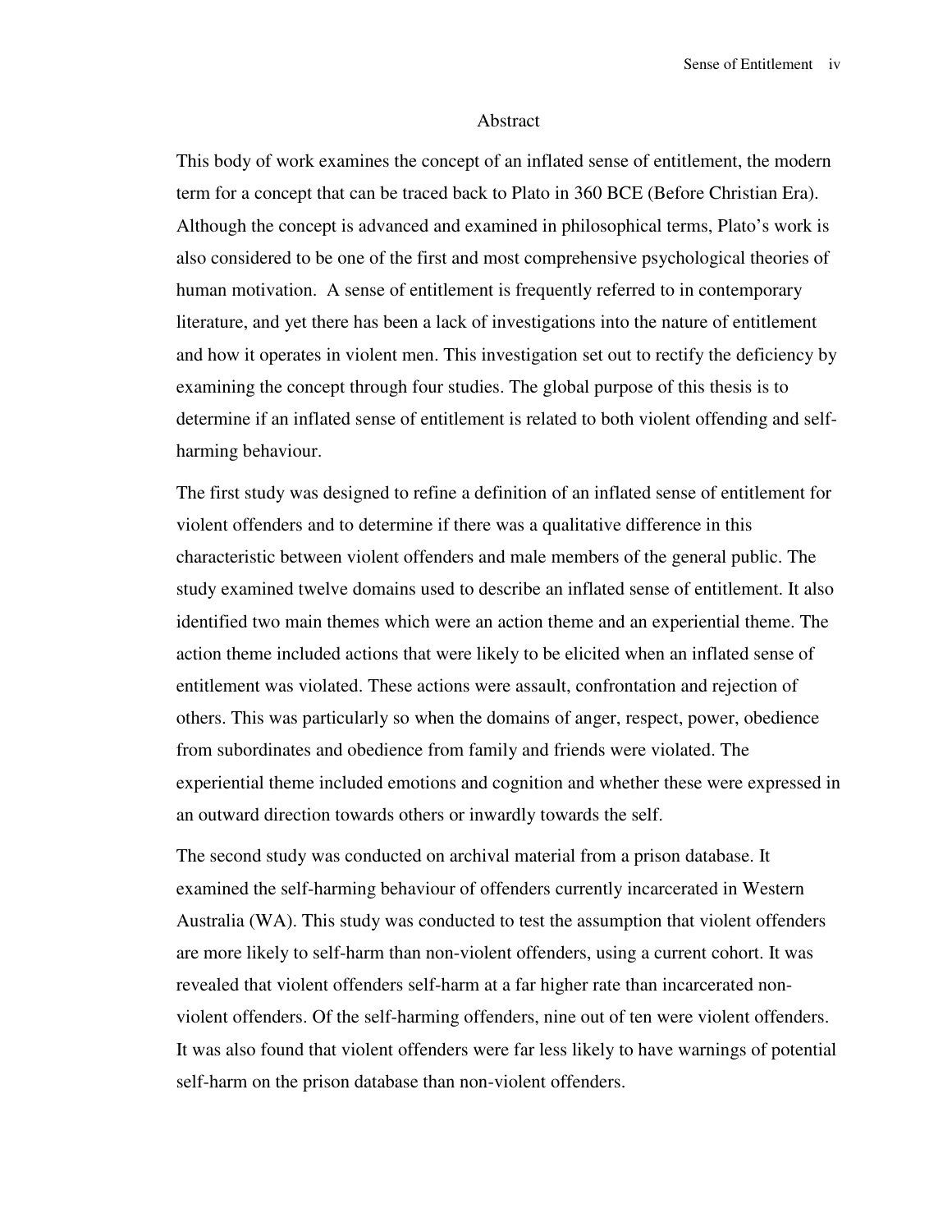## Abstract

This body of work examines the concept of an inflated sense of entitlement, the modern term for a concept that can be traced back to Plato in 360 BCE (Before Christian Era). Although the concept is advanced and examined in philosophical terms, Plato's work is also considered to be one of the first and most comprehensive psychological theories of human motivation. A sense of entitlement is frequently referred to in contemporary literature, and yet there has been a lack of investigations into the nature of entitlement and how it operates in violent men. This investigation set out to rectify the deficiency by examining the concept through four studies. The global purpose of this thesis is to determine if an inflated sense of entitlement is related to both violent offending and self-harming behaviour.

The first study was designed to refine a definition of an inflated sense of entitlement for violent offenders and to determine if there was a qualitative difference in this characteristic between violent offenders and male members of the general public. The study examined twelve domains used to describe an inflated sense of entitlement. It also identified two main themes which were an action theme and an experiential theme. The action theme included actions that were likely to be elicited when an inflated sense of entitlement was violated. These actions were assault, confrontation and rejection of others. This was particularly so when the domains of anger, respect, power, obedience from subordinates and obedience from family and friends were violated. The experiential theme included emotions and cognition and whether these were expressed in an outward direction towards others or inwardly towards the self.

The second study was conducted on archival material from a prison database. It examined the self-harming behaviour of offenders currently incarcerated in Western Australia (WA). This study was conducted to test the assumption that violent offenders are more likely to self-harm than non-violent offenders, using a current cohort. It was revealed that violent offenders self-harm at a far higher rate than incarcerated non-violent offenders. Of the self-harming offenders, nine out of ten were violent offenders. It was also found that violent offenders were far less likely to have warnings of potential self-harm on the prison database than non-violent offenders.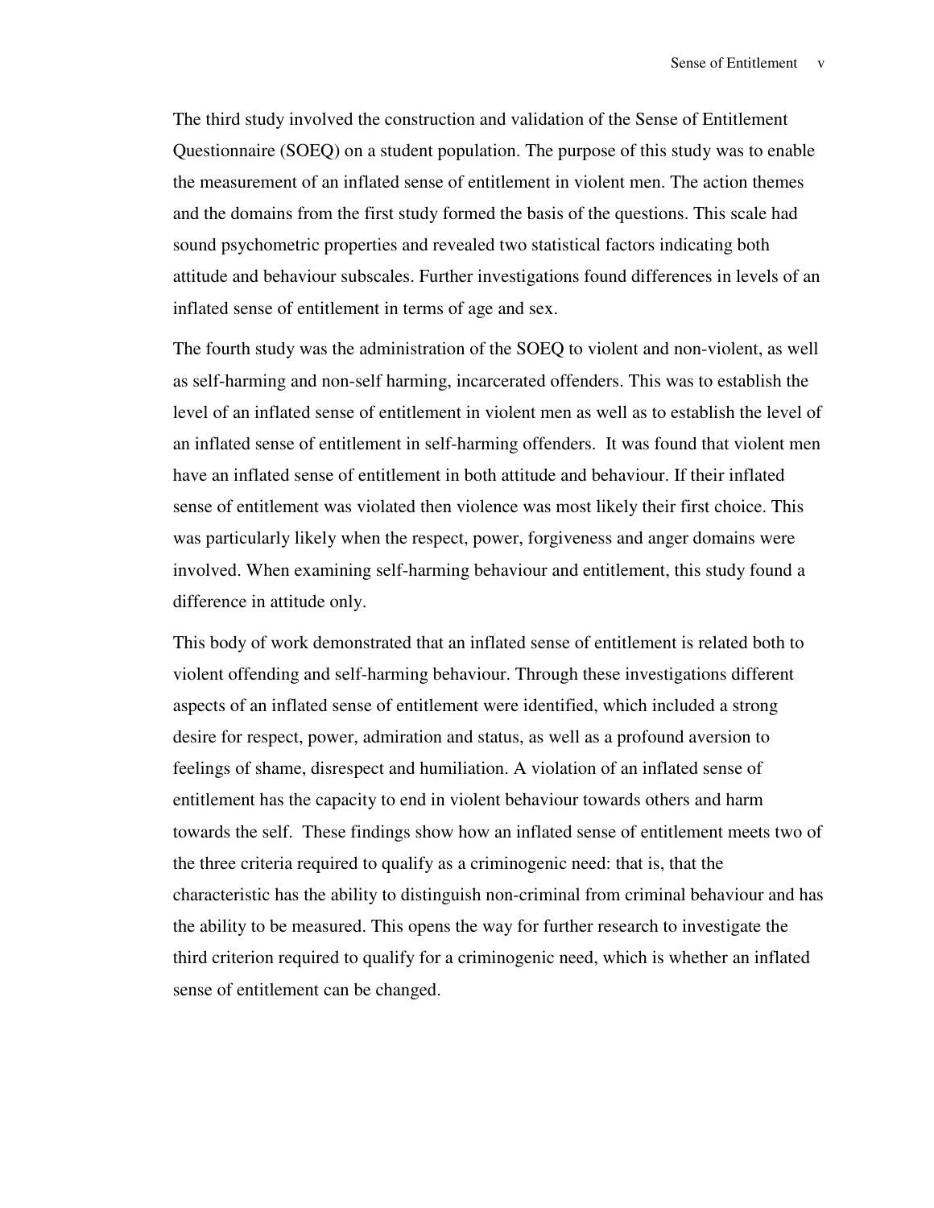The third study involved the construction and validation of the Sense of Entitlement Questionnaire (SOEQ) on a student population. The purpose of this study was to enable the measurement of an inflated sense of entitlement in violent men. The action themes and the domains from the first study formed the basis of the questions. This scale had sound psychometric properties and revealed two statistical factors indicating both attitude and behaviour subscales. Further investigations found differences in levels of an inflated sense of entitlement in terms of age and sex.

The fourth study was the administration of the SOEQ to violent and non-violent, as well as self-harming and non-self harming, incarcerated offenders. This was to establish the level of an inflated sense of entitlement in violent men as well as to establish the level of an inflated sense of entitlement in self-harming offenders. It was found that violent men have an inflated sense of entitlement in both attitude and behaviour. If their inflated sense of entitlement was violated then violence was most likely their first choice. This was particularly likely when the respect, power, forgiveness and anger domains were involved. When examining self-harming behaviour and entitlement, this study found a difference in attitude only.

This body of work demonstrated that an inflated sense of entitlement is related both to violent offending and self-harming behaviour. Through these investigations different aspects of an inflated sense of entitlement were identified, which included a strong desire for respect, power, admiration and status, as well as a profound aversion to feelings of shame, disrespect and humiliation. A violation of an inflated sense of entitlement has the capacity to end in violent behaviour towards others and harm towards the self. These findings show how an inflated sense of entitlement meets two of the three criteria required to qualify as a criminogenic need: that is, that the characteristic has the ability to distinguish non-criminal from criminal behaviour and has the ability to be measured. This opens the way for further research to investigate the third criterion required to qualify for a criminogenic need, which is whether an inflated sense of entitlement can be changed.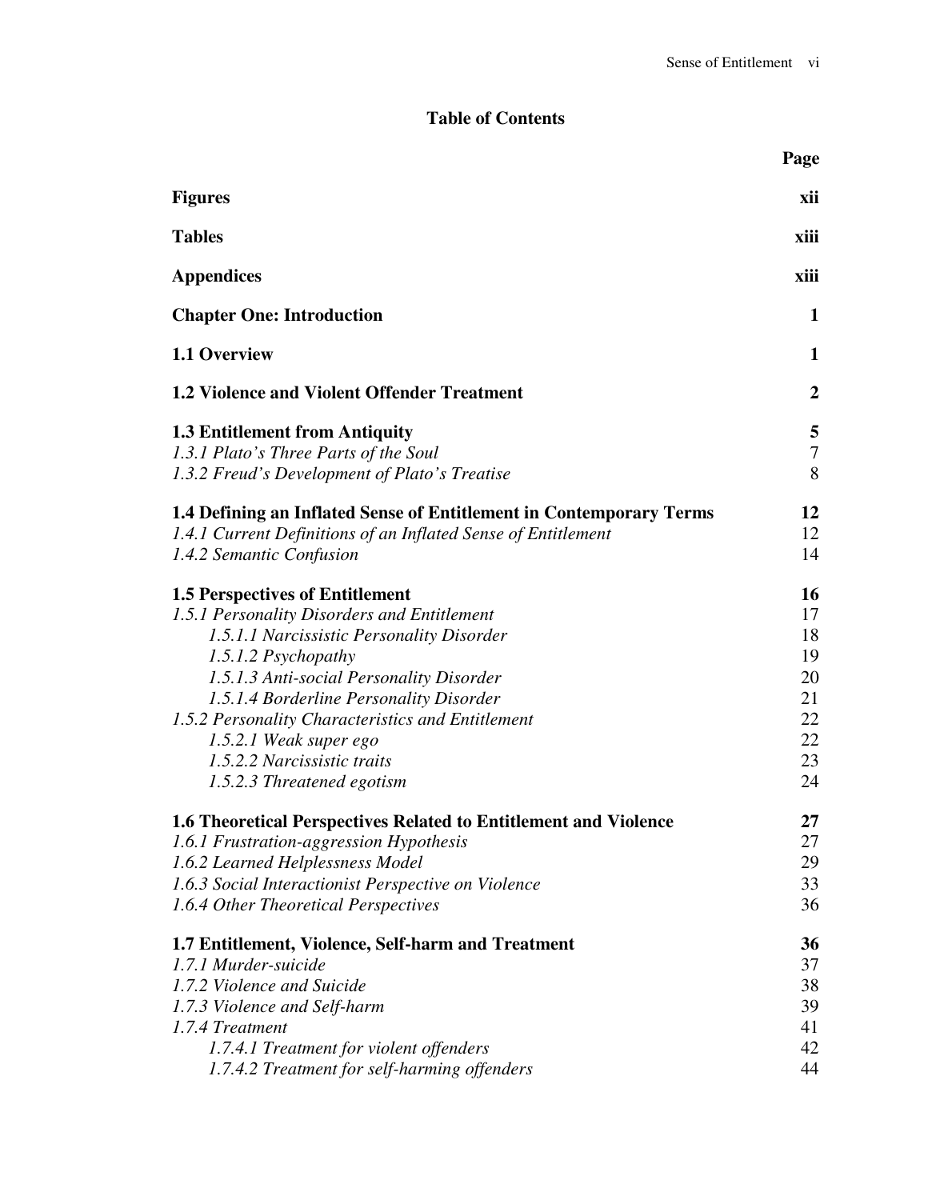## Table of Contents

| | Page |
|---|---|
| **Figures** | **xii** |
| **Tables** | **xiii** |
| **Appendices** | **xiii** |
| **Chapter One: Introduction** | **1** |
| **1.1 Overview** | **1** |
| **1.2 Violence and Violent Offender Treatment** | **2** |
| **1.3 Entitlement from Antiquity** | **5** |
| *1.3.1 Plato's Three Parts of the Soul* | 7 |
| *1.3.2 Freud's Development of Plato's Treatise* | 8 |
| **1.4 Defining an Inflated Sense of Entitlement in Contemporary Terms** | **12** |
| *1.4.1 Current Definitions of an Inflated Sense of Entitlement* | 12 |
| *1.4.2 Semantic Confusion* | 14 |
| **1.5 Perspectives of Entitlement** | **16** |
| *1.5.1 Personality Disorders and Entitlement* | 17 |
| *1.5.1.1 Narcissistic Personality Disorder* | 18 |
| *1.5.1.2 Psychopathy* | 19 |
| *1.5.1.3 Anti-social Personality Disorder* | 20 |
| *1.5.1.4 Borderline Personality Disorder* | 21 |
| *1.5.2 Personality Characteristics and Entitlement* | 22 |
| *1.5.2.1 Weak super ego* | 22 |
| *1.5.2.2 Narcissistic traits* | 23 |
| *1.5.2.3 Threatened egotism* | 24 |
| **1.6 Theoretical Perspectives Related to Entitlement and Violence** | **27** |
| *1.6.1 Frustration-aggression Hypothesis* | 27 |
| *1.6.2 Learned Helplessness Model* | 29 |
| *1.6.3 Social Interactionist Perspective on Violence* | 33 |
| *1.6.4 Other Theoretical Perspectives* | 36 |
| **1.7 Entitlement, Violence, Self-harm and Treatment** | **36** |
| *1.7.1 Murder-suicide* | 37 |
| *1.7.2 Violence and Suicide* | 38 |
| *1.7.3 Violence and Self-harm* | 39 |
| *1.7.4 Treatment* | 41 |
| *1.7.4.1 Treatment for violent offenders* | 42 |
| *1.7.4.2 Treatment for self-harming offenders* | 44 |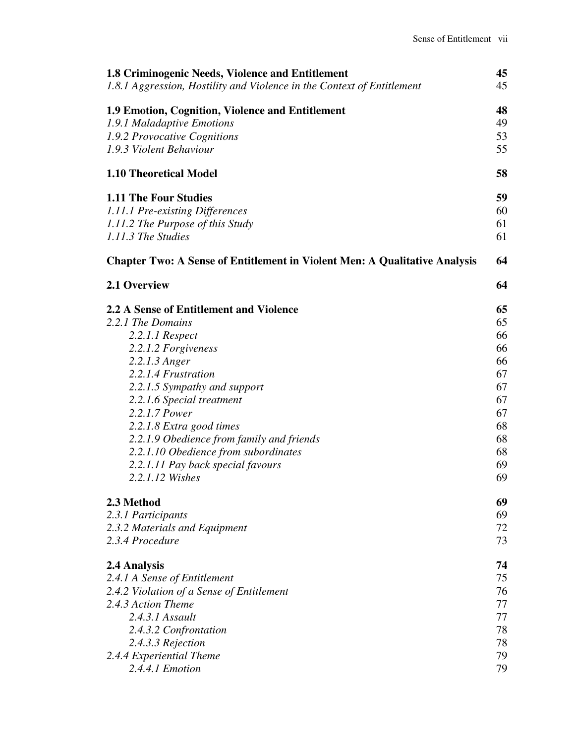**1.8 Criminogenic Needs, Violence and Entitlement** 45
*1.8.1 Aggression, Hostility and Violence in the Context of Entitlement* 45

**1.9 Emotion, Cognition, Violence and Entitlement** 48
*1.9.1 Maladaptive Emotions* 49
*1.9.2 Provocative Cognitions* 53
*1.9.3 Violent Behaviour* 55

**1.10 Theoretical Model** 58

**1.11 The Four Studies** 59
*1.11.1 Pre-existing Differences* 60
*1.11.2 The Purpose of this Study* 61
*1.11.3 The Studies* 61

**Chapter Two: A Sense of Entitlement in Violent Men: A Qualitative Analysis** 64

**2.1 Overview** 64

**2.2 A Sense of Entitlement and Violence** 65
*2.2.1 The Domains* 65
- *2.2.1.1 Respect* 66
- *2.2.1.2 Forgiveness* 66
- *2.2.1.3 Anger* 66
- *2.2.1.4 Frustration* 67
- *2.2.1.5 Sympathy and support* 67
- *2.2.1.6 Special treatment* 67
- *2.2.1.7 Power* 67
- *2.2.1.8 Extra good times* 68
- *2.2.1.9 Obedience from family and friends* 68
- *2.2.1.10 Obedience from subordinates* 68
- *2.2.1.11 Pay back special favours* 69
- *2.2.1.12 Wishes* 69

**2.3 Method** 69
*2.3.1 Participants* 69
*2.3.2 Materials and Equipment* 72
*2.3.4 Procedure* 73

**2.4 Analysis** 74
*2.4.1 A Sense of Entitlement* 75
*2.4.2 Violation of a Sense of Entitlement* 76
*2.4.3 Action Theme* 77
- *2.4.3.1 Assault* 77
- *2.4.3.2 Confrontation* 78
- *2.4.3.3 Rejection* 78

*2.4.4 Experiential Theme* 79
- *2.4.4.1 Emotion* 79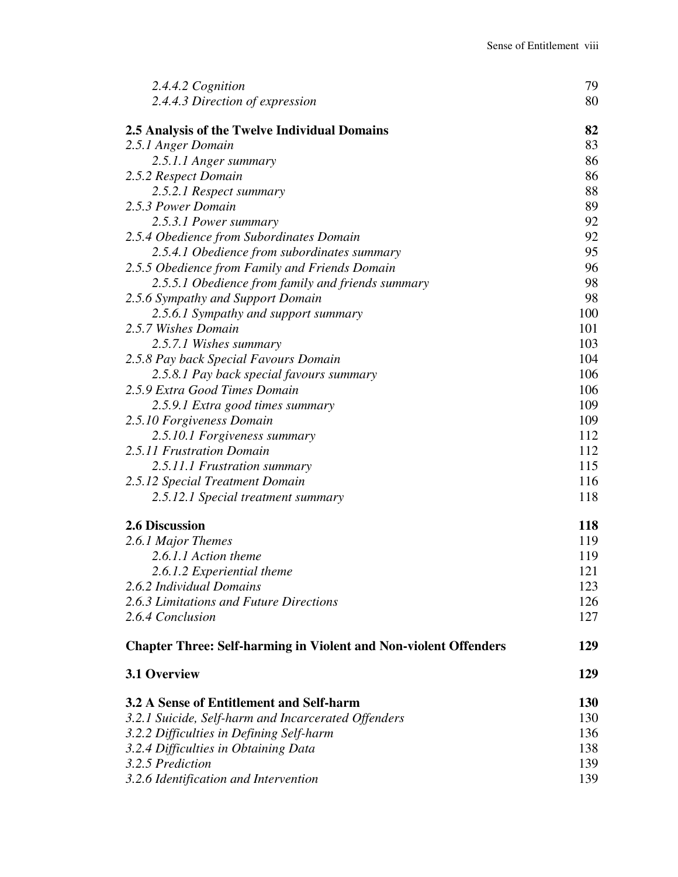*2.4.4.2 Cognition* 79
*2.4.4.3 Direction of expression* 80

**2.5 Analysis of the Twelve Individual Domains** **82**
*2.5.1 Anger Domain* 83
*2.5.1.1 Anger summary* 86
*2.5.2 Respect Domain* 86
*2.5.2.1 Respect summary* 88
*2.5.3 Power Domain* 89
*2.5.3.1 Power summary* 92
*2.5.4 Obedience from Subordinates Domain* 92
*2.5.4.1 Obedience from subordinates summary* 95
*2.5.5 Obedience from Family and Friends Domain* 96
*2.5.5.1 Obedience from family and friends summary* 98
*2.5.6 Sympathy and Support Domain* 98
*2.5.6.1 Sympathy and support summary* 100
*2.5.7 Wishes Domain* 101
*2.5.7.1 Wishes summary* 103
*2.5.8 Pay back Special Favours Domain* 104
*2.5.8.1 Pay back special favours summary* 106
*2.5.9 Extra Good Times Domain* 106
*2.5.9.1 Extra good times summary* 109
*2.5.10 Forgiveness Domain* 109
*2.5.10.1 Forgiveness summary* 112
*2.5.11 Frustration Domain* 112
*2.5.11.1 Frustration summary* 115
*2.5.12 Special Treatment Domain* 116
*2.5.12.1 Special treatment summary* 118

**2.6 Discussion** **118**
*2.6.1 Major Themes* 119
*2.6.1.1 Action theme* 119
*2.6.1.2 Experiential theme* 121
*2.6.2 Individual Domains* 123
*2.6.3 Limitations and Future Directions* 126
*2.6.4 Conclusion* 127

**Chapter Three: Self-harming in Violent and Non-violent Offenders** **129**

**3.1 Overview** **129**

**3.2 A Sense of Entitlement and Self-harm** **130**
*3.2.1 Suicide, Self-harm and Incarcerated Offenders* 130
*3.2.2 Difficulties in Defining Self-harm* 136
*3.2.4 Difficulties in Obtaining Data* 138
*3.2.5 Prediction* 139
*3.2.6 Identification and Intervention* 139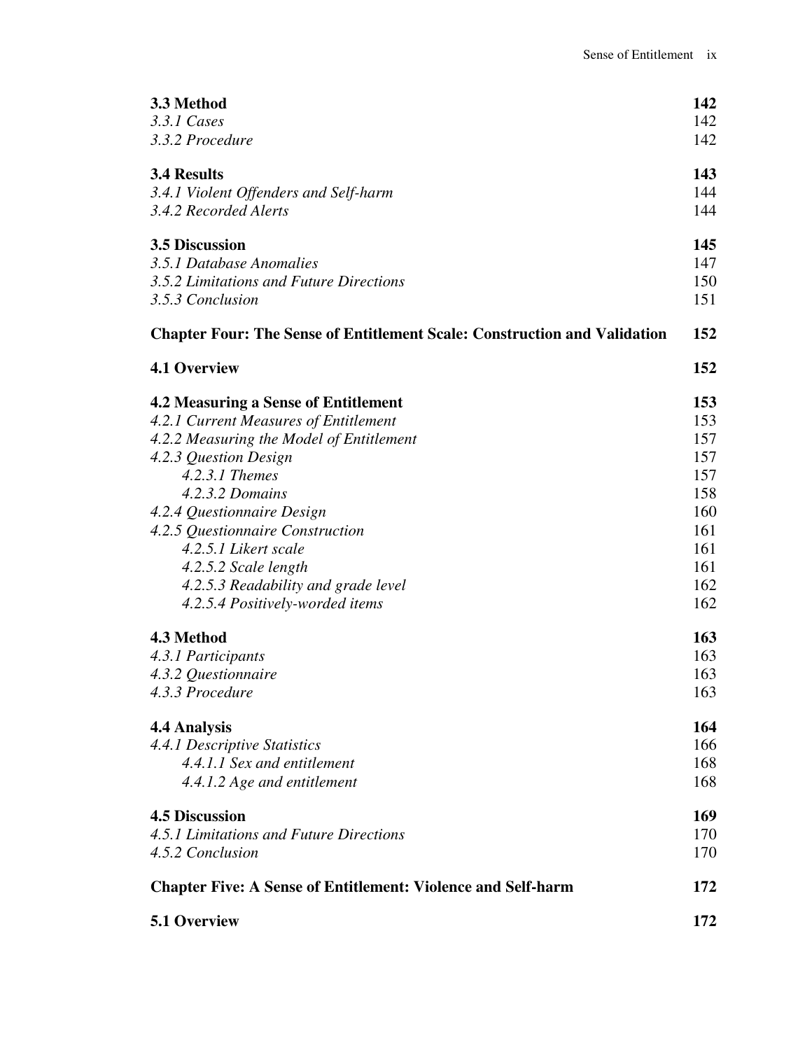**3.3 Method** 142
*3.3.1 Cases* 142
*3.3.2 Procedure* 142

**3.4 Results** 143
*3.4.1 Violent Offenders and Self-harm* 144
*3.4.2 Recorded Alerts* 144

**3.5 Discussion** 145
*3.5.1 Database Anomalies* 147
*3.5.2 Limitations and Future Directions* 150
*3.5.3 Conclusion* 151

**Chapter Four: The Sense of Entitlement Scale: Construction and Validation** 152

**4.1 Overview** 152

**4.2 Measuring a Sense of Entitlement** 153
*4.2.1 Current Measures of Entitlement* 153
*4.2.2 Measuring the Model of Entitlement* 157
*4.2.3 Question Design* 157
*4.2.3.1 Themes* 157
*4.2.3.2 Domains* 158
*4.2.4 Questionnaire Design* 160
*4.2.5 Questionnaire Construction* 161
*4.2.5.1 Likert scale* 161
*4.2.5.2 Scale length* 161
*4.2.5.3 Readability and grade level* 162
*4.2.5.4 Positively-worded items* 162

**4.3 Method** 163
*4.3.1 Participants* 163
*4.3.2 Questionnaire* 163
*4.3.3 Procedure* 163

**4.4 Analysis** 164
*4.4.1 Descriptive Statistics* 166
*4.4.1.1 Sex and entitlement* 168
*4.4.1.2 Age and entitlement* 168

**4.5 Discussion** 169
*4.5.1 Limitations and Future Directions* 170
*4.5.2 Conclusion* 170

**Chapter Five: A Sense of Entitlement: Violence and Self-harm** 172

**5.1 Overview** 172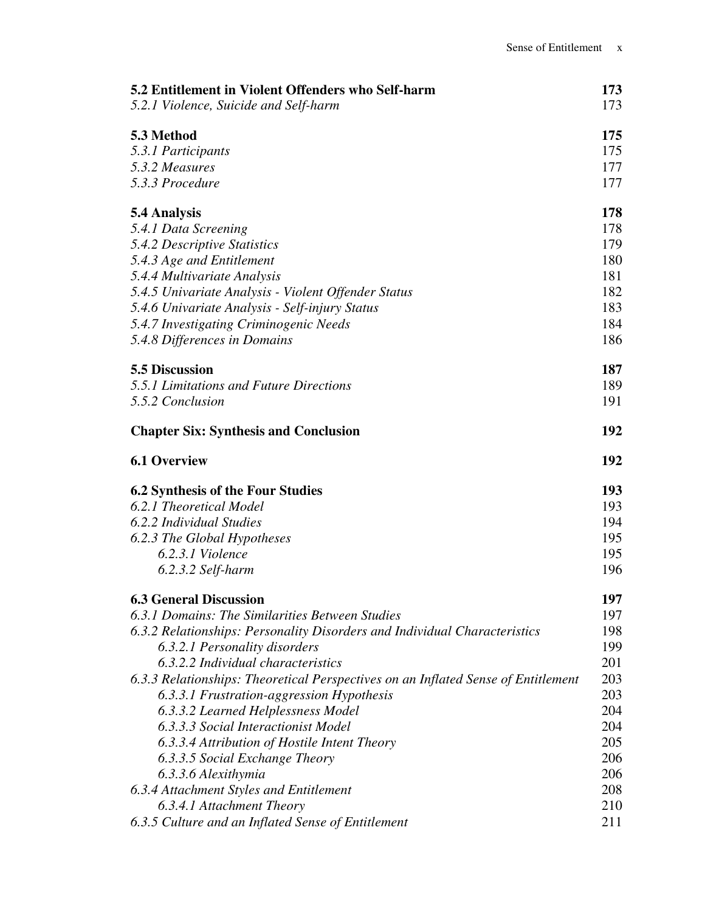| | |
|---|---|
| **5.2 Entitlement in Violent Offenders who Self-harm** | **173** |
| *5.2.1 Violence, Suicide and Self-harm* | 173 |
| **5.3 Method** | **175** |
| *5.3.1 Participants* | 175 |
| *5.3.2 Measures* | 177 |
| *5.3.3 Procedure* | 177 |
| **5.4 Analysis** | **178** |
| *5.4.1 Data Screening* | 178 |
| *5.4.2 Descriptive Statistics* | 179 |
| *5.4.3 Age and Entitlement* | 180 |
| *5.4.4 Multivariate Analysis* | 181 |
| *5.4.5 Univariate Analysis - Violent Offender Status* | 182 |
| *5.4.6 Univariate Analysis - Self-injury Status* | 183 |
| *5.4.7 Investigating Criminogenic Needs* | 184 |
| *5.4.8 Differences in Domains* | 186 |
| **5.5 Discussion** | **187** |
| *5.5.1 Limitations and Future Directions* | 189 |
| *5.5.2 Conclusion* | 191 |
| **Chapter Six: Synthesis and Conclusion** | **192** |
| **6.1 Overview** | **192** |
| **6.2 Synthesis of the Four Studies** | **193** |
| *6.2.1 Theoretical Model* | 193 |
| *6.2.2 Individual Studies* | 194 |
| *6.2.3 The Global Hypotheses* | 195 |
| *6.2.3.1 Violence* | 195 |
| *6.2.3.2 Self-harm* | 196 |
| **6.3 General Discussion** | **197** |
| *6.3.1 Domains: The Similarities Between Studies* | 197 |
| *6.3.2 Relationships: Personality Disorders and Individual Characteristics* | 198 |
| *6.3.2.1 Personality disorders* | 199 |
| *6.3.2.2 Individual characteristics* | 201 |
| *6.3.3 Relationships: Theoretical Perspectives on an Inflated Sense of Entitlement* | 203 |
| *6.3.3.1 Frustration-aggression Hypothesis* | 203 |
| *6.3.3.2 Learned Helplessness Model* | 204 |
| *6.3.3.3 Social Interactionist Model* | 204 |
| *6.3.3.4 Attribution of Hostile Intent Theory* | 205 |
| *6.3.3.5 Social Exchange Theory* | 206 |
| *6.3.3.6 Alexithymia* | 206 |
| *6.3.4 Attachment Styles and Entitlement* | 208 |
| *6.3.4.1 Attachment Theory* | 210 |
| *6.3.5 Culture and an Inflated Sense of Entitlement* | 211 |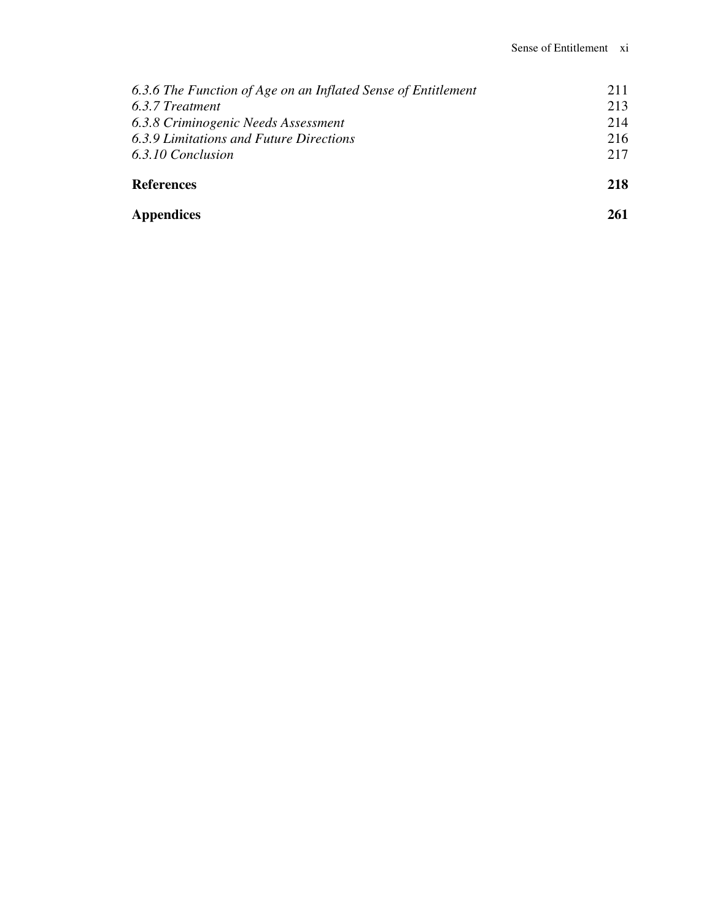*6.3.6 The Function of Age on an Inflated Sense of Entitlement* 211
*6.3.7 Treatment* 213
*6.3.8 Criminogenic Needs Assessment* 214
*6.3.9 Limitations and Future Directions* 216
*6.3.10 Conclusion* 217

**References** **218**

**Appendices** **261**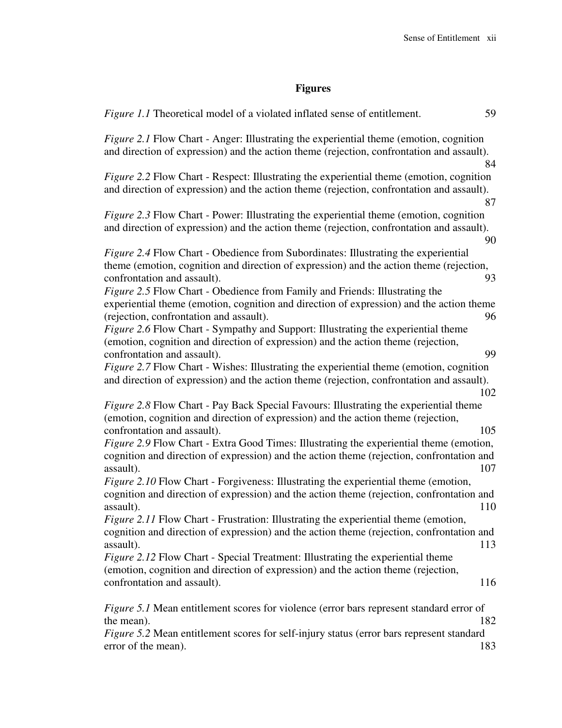# Figures

*Figure 1.1* Theoretical model of a violated inflated sense of entitlement. 59

*Figure 2.1* Flow Chart - Anger: Illustrating the experiential theme (emotion, cognition and direction of expression) and the action theme (rejection, confrontation and assault). 84

*Figure 2.2* Flow Chart - Respect: Illustrating the experiential theme (emotion, cognition and direction of expression) and the action theme (rejection, confrontation and assault). 87

*Figure 2.3* Flow Chart - Power: Illustrating the experiential theme (emotion, cognition and direction of expression) and the action theme (rejection, confrontation and assault). 90

*Figure 2.4* Flow Chart - Obedience from Subordinates: Illustrating the experiential theme (emotion, cognition and direction of expression) and the action theme (rejection, confrontation and assault). 93

*Figure 2.5* Flow Chart - Obedience from Family and Friends: Illustrating the experiential theme (emotion, cognition and direction of expression) and the action theme (rejection, confrontation and assault). 96

*Figure 2.6* Flow Chart - Sympathy and Support: Illustrating the experiential theme (emotion, cognition and direction of expression) and the action theme (rejection, confrontation and assault). 99

*Figure 2.7* Flow Chart - Wishes: Illustrating the experiential theme (emotion, cognition and direction of expression) and the action theme (rejection, confrontation and assault). 102

*Figure 2.8* Flow Chart - Pay Back Special Favours: Illustrating the experiential theme (emotion, cognition and direction of expression) and the action theme (rejection, confrontation and assault). 105

*Figure 2.9* Flow Chart - Extra Good Times: Illustrating the experiential theme (emotion, cognition and direction of expression) and the action theme (rejection, confrontation and assault). 107

*Figure 2.10* Flow Chart - Forgiveness: Illustrating the experiential theme (emotion, cognition and direction of expression) and the action theme (rejection, confrontation and assault). 110

*Figure 2.11* Flow Chart - Frustration: Illustrating the experiential theme (emotion, cognition and direction of expression) and the action theme (rejection, confrontation and assault). 113

*Figure 2.12* Flow Chart - Special Treatment: Illustrating the experiential theme (emotion, cognition and direction of expression) and the action theme (rejection, confrontation and assault). 116

*Figure 5.1* Mean entitlement scores for violence (error bars represent standard error of the mean). 182

*Figure 5.2* Mean entitlement scores for self-injury status (error bars represent standard error of the mean). 183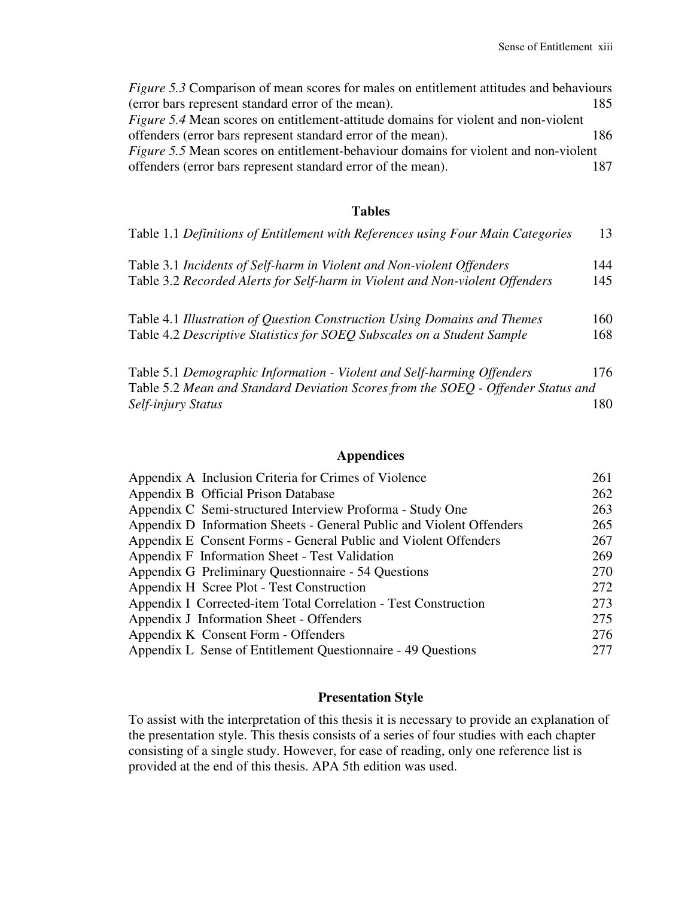*Figure 5.3* Comparison of mean scores for males on entitlement attitudes and behaviours (error bars represent standard error of the mean). 185

*Figure 5.4* Mean scores on entitlement-attitude domains for violent and non-violent offenders (error bars represent standard error of the mean). 186

*Figure 5.5* Mean scores on entitlement-behaviour domains for violent and non-violent offenders (error bars represent standard error of the mean). 187

## Tables

Table 1.1 *Definitions of Entitlement with References using Four Main Categories* 13

Table 3.1 *Incidents of Self-harm in Violent and Non-violent Offenders* 144

Table 3.2 *Recorded Alerts for Self-harm in Violent and Non-violent Offenders* 145

Table 4.1 *Illustration of Question Construction Using Domains and Themes* 160

Table 4.2 *Descriptive Statistics for SOEQ Subscales on a Student Sample* 168

Table 5.1 *Demographic Information - Violent and Self-harming Offenders* 176

Table 5.2 *Mean and Standard Deviation Scores from the SOEQ - Offender Status and Self-injury Status* 180

## Appendices

Appendix A Inclusion Criteria for Crimes of Violence 261

Appendix B Official Prison Database 262

Appendix C Semi-structured Interview Proforma - Study One 263

Appendix D Information Sheets - General Public and Violent Offenders 265

Appendix E Consent Forms - General Public and Violent Offenders 267

Appendix F Information Sheet - Test Validation 269

Appendix G Preliminary Questionnaire - 54 Questions 270

Appendix H Scree Plot - Test Construction 272

Appendix I Corrected-item Total Correlation - Test Construction 273

Appendix J Information Sheet - Offenders 275

Appendix K Consent Form - Offenders 276

Appendix L Sense of Entitlement Questionnaire - 49 Questions 277

## Presentation Style

To assist with the interpretation of this thesis it is necessary to provide an explanation of the presentation style. This thesis consists of a series of four studies with each chapter consisting of a single study. However, for ease of reading, only one reference list is provided at the end of this thesis. APA 5th edition was used.